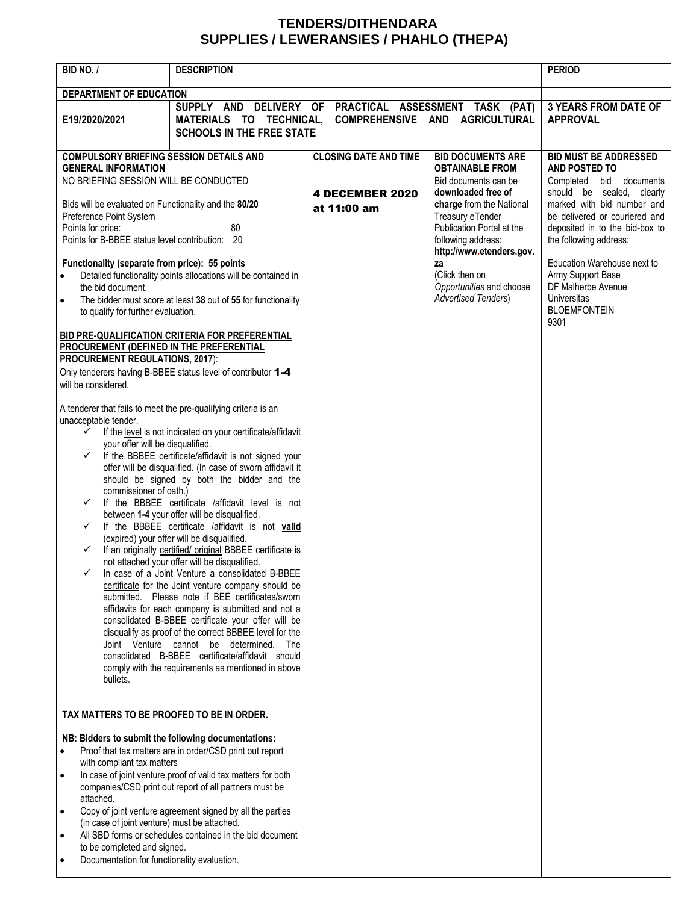# TENDERS/DITHENDARA
## SUPPLIES / LEWERANSIES / PHAHLO (THEPA)

| BID NO. / | DESCRIPTION | | | PERIOD |
|---|---|---|---|---|
| **DEPARTMENT OF EDUCATION** | | | | |
| **E19/2020/2021** | **SUPPLY AND DELIVERY OF PRACTICAL ASSESSMENT TASK (PAT) MATERIALS TO TECHNICAL, COMPREHENSIVE AND AGRICULTURAL SCHOOLS IN THE FREE STATE** | | | **3 YEARS FROM DATE OF APPROVAL** |
| **COMPULSORY BRIEFING SESSION DETAILS AND GENERAL INFORMATION** | | **CLOSING DATE AND TIME** | **BID DOCUMENTS ARE OBTAINABLE FROM** | **BID MUST BE ADDRESSED AND POSTED TO** |
| NO BRIEFING SESSION WILL BE CONDUCTED<br><br>Bids will be evaluated on Functionality and the **80/20** Preference Point System<br>Points for price: 80<br>Points for B-BBEE status level contribution: 20<br><br>**Functionality (separate from price): 55 points**<br>• Detailed functionality points allocations will be contained in the bid document.<br>• The bidder must score at least **38** out of **55** for functionality to qualify for further evaluation.<br><br>**BID PRE-QUALIFICATION CRITERIA FOR PREFERENTIAL PROCUREMENT (DEFINED IN THE PREFERENTIAL PROCUREMENT REGULATIONS, 2017)**:<br>Only tenderers having B-BBEE status level of contributor **1-4** will be considered.<br><br>A tenderer that fails to meet the pre-qualifying criteria is an unacceptable tender.<br>✓ If the level is not indicated on your certificate/affidavit your offer will be disqualified.<br>✓ If the BBBEE certificate/affidavit is not signed your offer will be disqualified. (In case of sworn affidavit it should be signed by both the bidder and the commissioner of oath.)<br>✓ If the BBBEE certificate /affidavit level is not between **1-4** your offer will be disqualified.<br>✓ If the BBBEE certificate /affidavit is not **valid** (expired) your offer will be disqualified.<br>✓ If an originally certified/ original BBBEE certificate is not attached your offer will be disqualified.<br>✓ In case of a Joint Venture a consolidated B-BBEE certificate for the Joint venture company should be submitted. Please note if BEE certificates/sworn affidavits for each company is submitted and not a consolidated B-BBEE certificate your offer will be disqualify as proof of the correct BBBEE level for the Joint Venture cannot be determined. The consolidated B-BBEE certificate/affidavit should comply with the requirements as mentioned in above bullets.<br><br>**TAX MATTERS TO BE PROOFED TO BE IN ORDER.**<br><br>**NB: Bidders to submit the following documentations:**<br>• Proof that tax matters are in order/CSD print out report with compliant tax matters<br>• In case of joint venture proof of valid tax matters for both companies/CSD print out report of all partners must be attached.<br>• Copy of joint venture agreement signed by all the parties (in case of joint venture) must be attached.<br>• All SBD forms or schedules contained in the bid document to be completed and signed.<br>• Documentation for functionality evaluation. | | **4 DECEMBER 2020 at 11:00 am** | Bid documents can be **downloaded free of charge** from the National Treasury eTender Publication Portal at the following address: **http://www.etenders.gov.za**<br>(Click then on *Opportunities* and choose *Advertised Tenders*) | Completed bid documents should be sealed, clearly marked with bid number and be delivered or couriered and deposited in to the bid-box to the following address:<br><br>Education Warehouse next to Army Support Base<br>DF Malherbe Avenue<br>Universitas<br>BLOEMFONTEIN<br>9301 |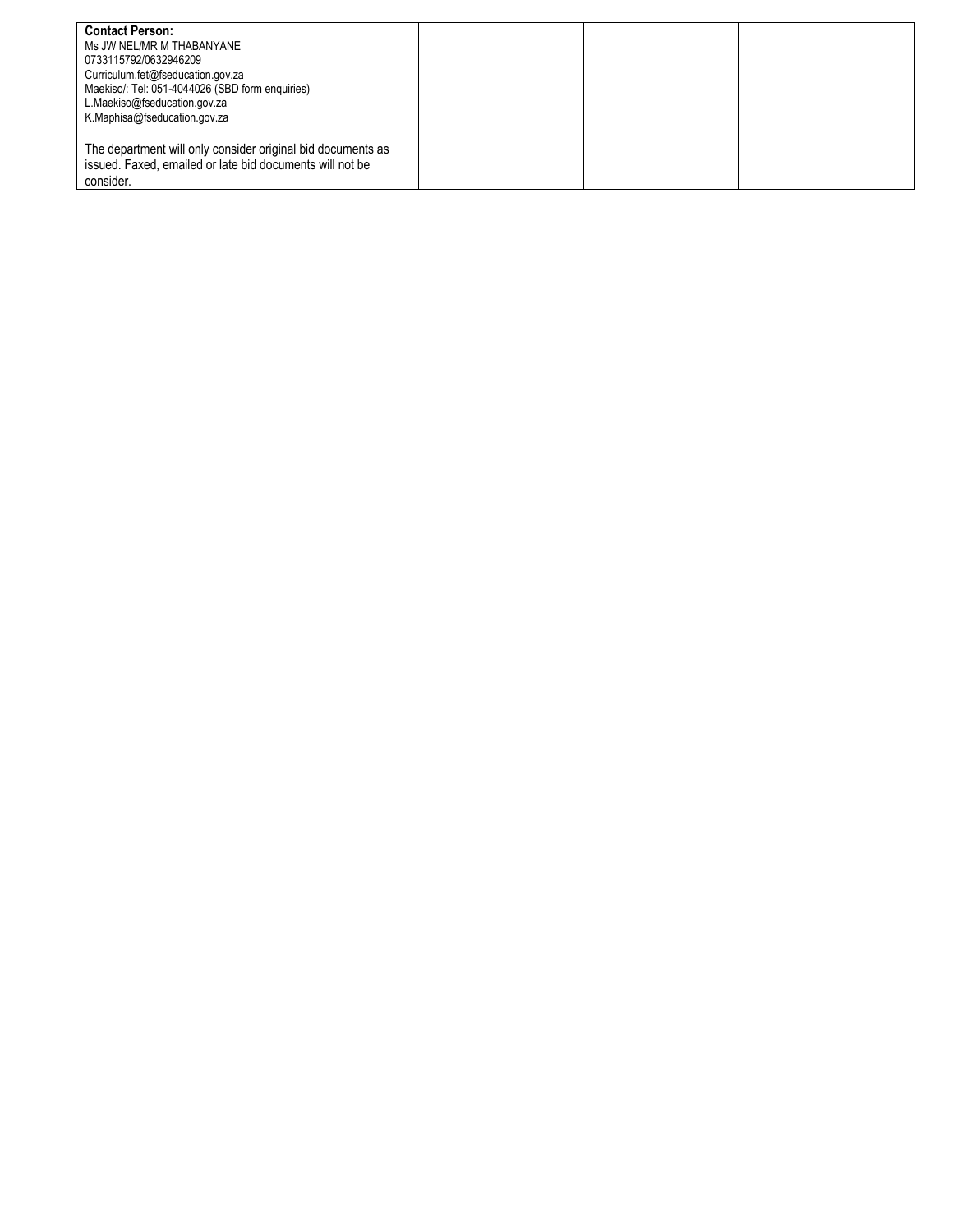| | | | |
|---|---|---|---|
| **Contact Person:**<br>Ms JW NEL/MR M THABANYANE<br>0733115792/0632946209<br>Curriculum.fet@fseducation.gov.za<br>Maekiso/: Tel: 051-4044026 (SBD form enquiries)<br>L.Maekiso@fseducation.gov.za<br>K.Maphisa@fseducation.gov.za<br><br>The department will only consider original bid documents as issued. Faxed, emailed or late bid documents will not be consider. | | | |